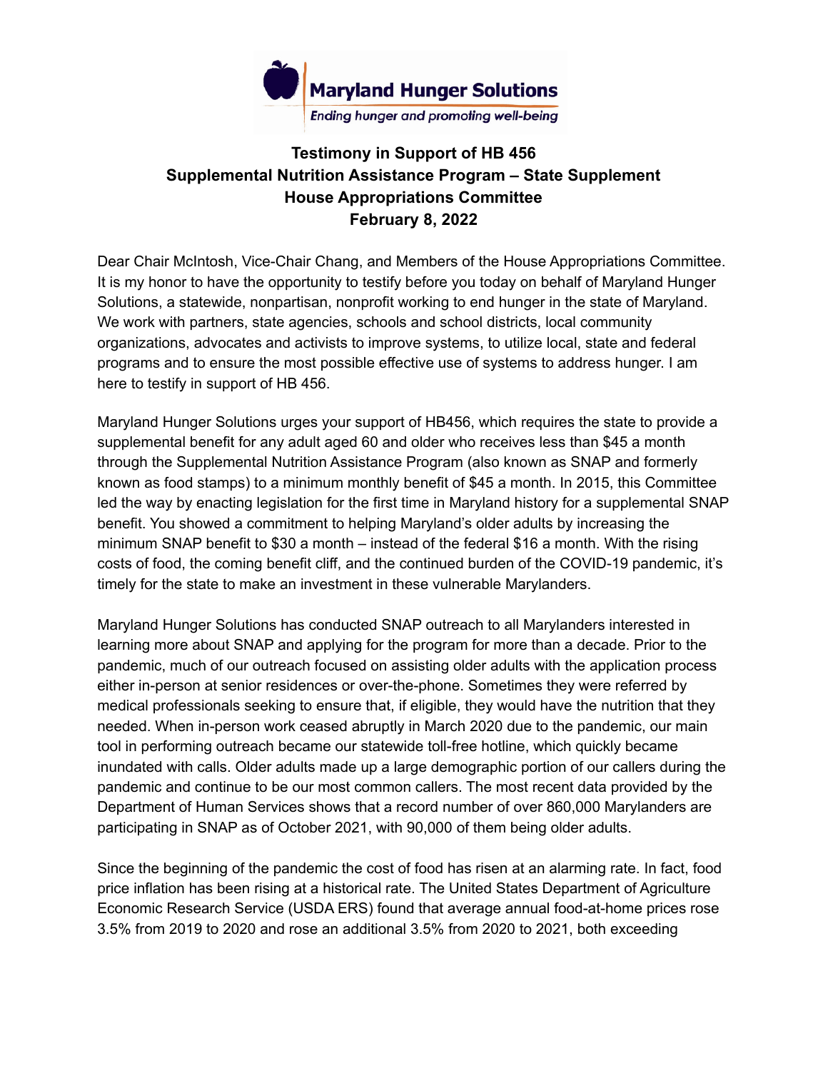Maryland Hunger Solutions

*Ending hunger and promoting well-being*

# Testimony in Support of HB 456
## Supplemental Nutrition Assistance Program – State Supplement
## House Appropriations Committee
## February 8, 2022

Dear Chair McIntosh, Vice-Chair Chang, and Members of the House Appropriations Committee. It is my honor to have the opportunity to testify before you today on behalf of Maryland Hunger Solutions, a statewide, nonpartisan, nonprofit working to end hunger in the state of Maryland. We work with partners, state agencies, schools and school districts, local community organizations, advocates and activists to improve systems, to utilize local, state and federal programs and to ensure the most possible effective use of systems to address hunger. I am here to testify in support of HB 456.

Maryland Hunger Solutions urges your support of HB456, which requires the state to provide a supplemental benefit for any adult aged 60 and older who receives less than $45 a month through the Supplemental Nutrition Assistance Program (also known as SNAP and formerly known as food stamps) to a minimum monthly benefit of $45 a month. In 2015, this Committee led the way by enacting legislation for the first time in Maryland history for a supplemental SNAP benefit. You showed a commitment to helping Maryland's older adults by increasing the minimum SNAP benefit to $30 a month – instead of the federal $16 a month. With the rising costs of food, the coming benefit cliff, and the continued burden of the COVID-19 pandemic, it's timely for the state to make an investment in these vulnerable Marylanders.

Maryland Hunger Solutions has conducted SNAP outreach to all Marylanders interested in learning more about SNAP and applying for the program for more than a decade. Prior to the pandemic, much of our outreach focused on assisting older adults with the application process either in-person at senior residences or over-the-phone. Sometimes they were referred by medical professionals seeking to ensure that, if eligible, they would have the nutrition that they needed. When in-person work ceased abruptly in March 2020 due to the pandemic, our main tool in performing outreach became our statewide toll-free hotline, which quickly became inundated with calls. Older adults made up a large demographic portion of our callers during the pandemic and continue to be our most common callers. The most recent data provided by the Department of Human Services shows that a record number of over 860,000 Marylanders are participating in SNAP as of October 2021, with 90,000 of them being older adults.

Since the beginning of the pandemic the cost of food has risen at an alarming rate. In fact, food price inflation has been rising at a historical rate. The United States Department of Agriculture Economic Research Service (USDA ERS) found that average annual food-at-home prices rose 3.5% from 2019 to 2020 and rose an additional 3.5% from 2020 to 2021, both exceeding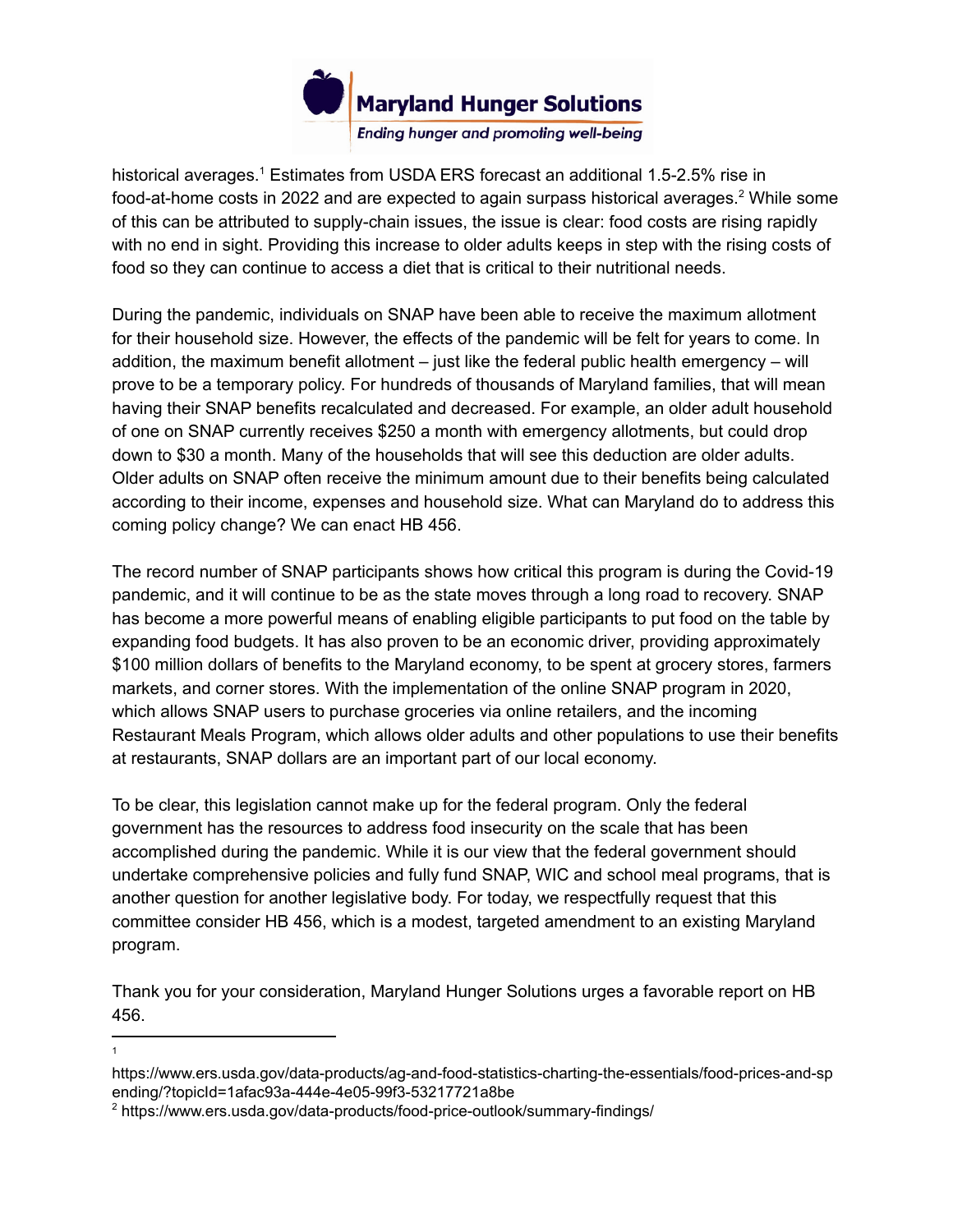historical averages.[1] Estimates from USDA ERS forecast an additional 1.5-2.5% rise in food-at-home costs in 2022 and are expected to again surpass historical averages.[2] While some of this can be attributed to supply-chain issues, the issue is clear: food costs are rising rapidly with no end in sight. Providing this increase to older adults keeps in step with the rising costs of food so they can continue to access a diet that is critical to their nutritional needs.

During the pandemic, individuals on SNAP have been able to receive the maximum allotment for their household size. However, the effects of the pandemic will be felt for years to come. In addition, the maximum benefit allotment – just like the federal public health emergency – will prove to be a temporary policy. For hundreds of thousands of Maryland families, that will mean having their SNAP benefits recalculated and decreased. For example, an older adult household of one on SNAP currently receives $250 a month with emergency allotments, but could drop down to $30 a month. Many of the households that will see this deduction are older adults. Older adults on SNAP often receive the minimum amount due to their benefits being calculated according to their income, expenses and household size. What can Maryland do to address this coming policy change? We can enact HB 456.

The record number of SNAP participants shows how critical this program is during the Covid-19 pandemic, and it will continue to be as the state moves through a long road to recovery. SNAP has become a more powerful means of enabling eligible participants to put food on the table by expanding food budgets. It has also proven to be an economic driver, providing approximately $100 million dollars of benefits to the Maryland economy, to be spent at grocery stores, farmers markets, and corner stores. With the implementation of the online SNAP program in 2020, which allows SNAP users to purchase groceries via online retailers, and the incoming Restaurant Meals Program, which allows older adults and other populations to use their benefits at restaurants, SNAP dollars are an important part of our local economy.

To be clear, this legislation cannot make up for the federal program. Only the federal government has the resources to address food insecurity on the scale that has been accomplished during the pandemic. While it is our view that the federal government should undertake comprehensive policies and fully fund SNAP, WIC and school meal programs, that is another question for another legislative body. For today, we respectfully request that this committee consider HB 456, which is a modest, targeted amendment to an existing Maryland program.

Thank you for your consideration, Maryland Hunger Solutions urges a favorable report on HB 456.

---

[1] https://www.ers.usda.gov/data-products/ag-and-food-statistics-charting-the-essentials/food-prices-and-spending/?topicId=1afac93a-444e-4e05-99f3-53217721a8be

[2] https://www.ers.usda.gov/data-products/food-price-outlook/summary-findings/